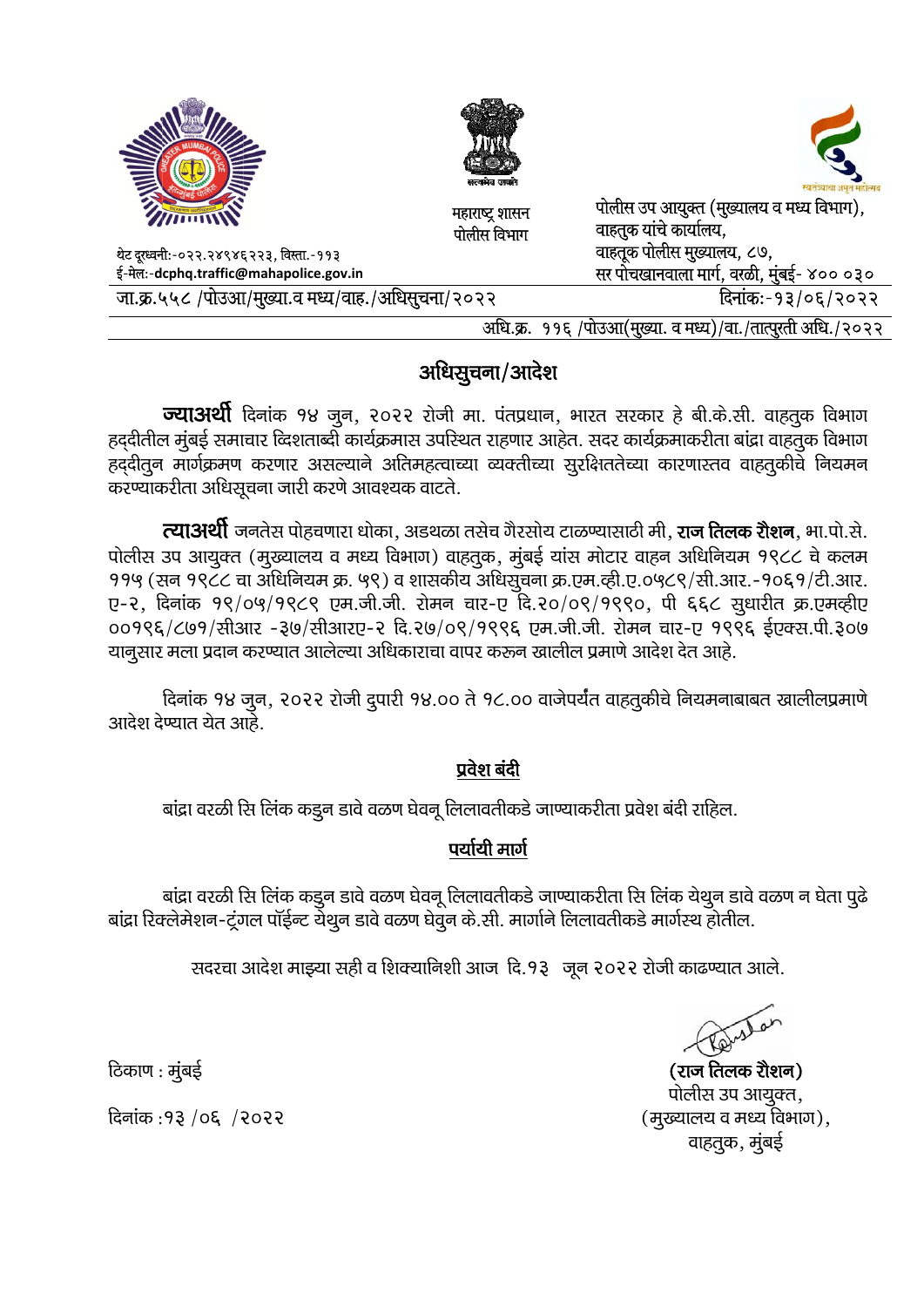सत्यमेव जयते

महाराष्ट्र शासन
पोलीस विभाग

स्वातंत्र्याचा अमृत महोत्सव

थेट दूरध्वनी:-०२२.२४९४६२२३, विस्ता.-११३
ई-मेलः-**dcphq.traffic@mahapolice.gov.in**

पोलीस उप आयुक्त (मुख्यालय व मध्य विभाग),
वाहतुक यांचे कार्यालय,
वाहतूक पोलीस मुख्यालय, ८७,
सर पोचखानवाला मार्ग, वरळी, मुंबई- ४०० ०३०

जा.क्र.५५८ /पोउआ/मुख्या.व मध्य/वाह./अधिसुचना/२०२२ — दिनांकः-१३/०६/२०२२

अधि.क्र. ११६ /पोउआ(मुख्या. व मध्य)/वा./तात्पुरती अधि./२०२२

## अधिसुचना/आदेश

**ज्याअर्थी** दिनांक १४ जुन, २०२२ रोजी मा. पंतप्रधान, भारत सरकार हे बी.के.सी. वाहतुक विभाग हद्दीतील मुंबई समाचार द्विशताब्दी कार्यक्रमास उपस्थित राहणार आहेत. सदर कार्यक्रमाकरीता बांद्रा वाहतुक विभाग हद्दीतुन मार्गक्रमण करणार असल्याने अतिमहत्वाच्या व्यक्तीच्या सुरक्षिततेच्या कारणास्तव वाहतुकीचे नियमन करण्याकरीता अधिसूचना जारी करणे आवश्यक वाटते.

**त्याअर्थी** जनतेस पोहचणारा धोका, अडथळा तसेच गैरसोय टाळण्यासाठी मी, **राज तिलक रौशन**, भा.पो.से. पोलीस उप आयुक्त (मुख्यालय व मध्य विभाग) वाहतुक, मुंबई यांस मोटार वाहन अधिनियम १९८८ चे कलम ११५ (सन १९८८ चा अधिनियम क्र. ५९) व शासकीय अधिसुचना क्र.एम.व्ही.ए.०५८९/सी.आर.-१०६१/टी.आर. ए-२, दिनांक १९/०५/१९८९ एम.जी.जी. रोमन चार-ए दि.२०/०९/१९९०, पी ६६८ सुधारीत क्र.एमव्हीए ००११६/८७१/सीआर -३७/सीआरए-२ दि.२७/०९/१९९६ एम.जी.जी. रोमन चार-ए १९९६ ईएक्स.पी.३०७ यानुसार मला प्रदान करण्यात आलेल्या अधिकाराचा वापर करून खालील प्रमाणे आदेश देत आहे.

दिनांक १४ जुन, २०२२ रोजी दुपारी १४.०० ते १८.०० वाजेपर्यंत वाहतुकीचे नियमनाबाबत खालीलप्रमाणे आदेश देण्यात येत आहे.

### प्रवेश बंदी

बांद्रा वरळी सि लिंक कडुन डावे वळण घेवनू लिलावतीकडे जाण्याकरीता प्रवेश बंदी राहिल.

### पर्यायी मार्ग

बांद्रा वरळी सि लिंक कडुन डावे वळण घेवनू लिलावतीकडे जाण्याकरीता सि लिंक येथुन डावे वळण न घेता पुढे बांद्रा रिक्लेमेशन-ट्रंगल पॉईन्ट येथुन डावे वळण घेवुन के.सी. मार्गाने लिलावतीकडे मार्गस्थ होतील.

सदरचा आदेश माझ्या सही व शिक्यानिशी आज दि.१३ जून २०२२ रोजी काढण्यात आले.

ठिकाण : मुंबई

दिनांक :१३ /०६ /२०२२

**(राज तिलक रौशन)**
पोलीस उप आयुक्त,
(मुख्यालय व मध्य विभाग),
वाहतुक, मुंबई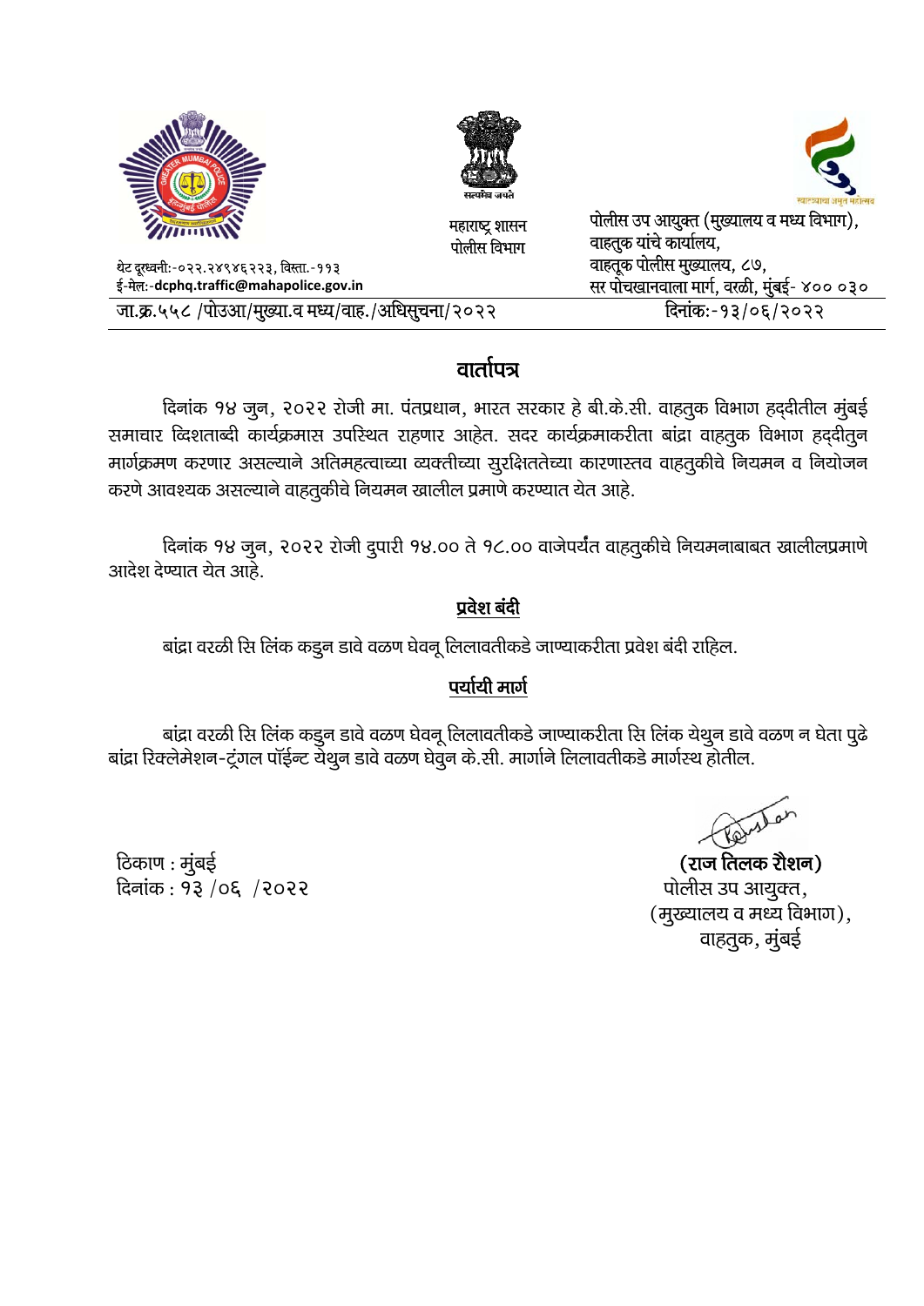महाराष्ट्र शासन
पोलीस विभाग

पोलीस उप आयुक्त (मुख्यालय व मध्य विभाग),
वाहतुक यांचे कार्यालय,
वाहतूक पोलीस मुख्यालय, ८७,
सर पोचखानवाला मार्ग, वरळी, मुंबई- ४०० ०३०

थेट दूरध्वनी:-०२२.२४९४६२२३, विस्ता.-११३
ई-मेल:-**dcphq.traffic@mahapolice.gov.in**

जा.क्र.५५८ /पोउआ/मुख्या.व मध्य/वाह./अधिसुचना/२०२२ दिनांक:-१३/०६/२०२२

## वार्तापत्र

दिनांक १४ जुन, २०२२ रोजी मा. पंतप्रधान, भारत सरकार हे बी.के.सी. वाहतुक विभाग हद्दीतील मुंबई समाचार व्दिशताब्दी कार्यक्रमास उपस्थित राहणार आहेत. सदर कार्यक्रमाकरीता बांद्रा वाहतुक विभाग हद्दीतुन मार्गक्रमण करणार असल्याने अतिमहत्वाच्या व्यक्तीच्या सुरक्षिततेच्या कारणास्तव वाहतुकीचे नियमन व नियोजन करणे आवश्यक असल्याने वाहतुकीचे नियमन खालील प्रमाणे करण्यात येत आहे.

दिनांक १४ जुन, २०२२ रोजी दुपारी १४.०० ते १८.०० वाजेपर्यंत वाहतुकीचे नियमनाबाबत खालीलप्रमाणे आदेश देण्यात येत आहे.

### प्रवेश बंदी

बांद्रा वरळी सि लिंक कडुन डावे वळण घेवनू लिलावतीकडे जाण्याकरीता प्रवेश बंदी राहिल.

### पर्यायी मार्ग

बांद्रा वरळी सि लिंक कडुन डावे वळण घेवनू लिलावतीकडे जाण्याकरीता सि लिंक येथुन डावे वळण न घेता पुढे बांद्रा रिक्लेमेशन-ट्रंगल पॉईन्ट येथुन डावे वळण घेवुन के.सी. मार्गाने लिलावतीकडे मार्गस्थ होतील.

ठिकाण : मुंबई
दिनांक : १३ /०६ /२०२२

**(राज तिलक रौशन)**
पोलीस उप आयुक्त,
(मुख्यालय व मध्य विभाग),
वाहतुक, मुंबई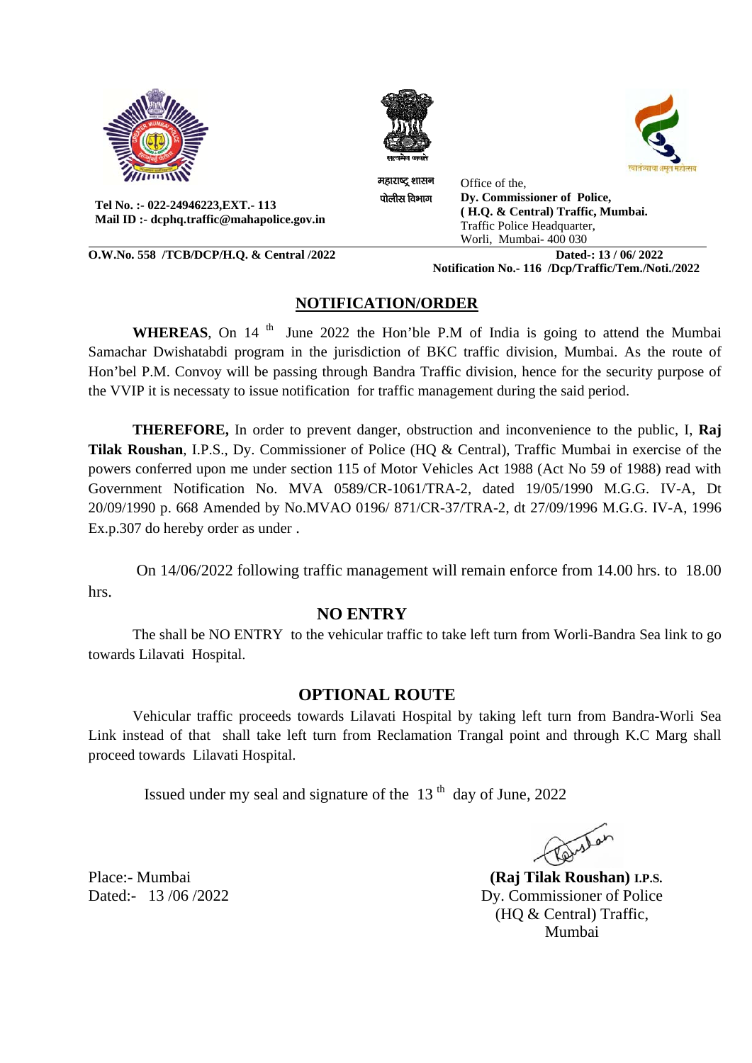महाराष्ट्र शासन
पोलीस विभाग

Tel No. :- 022-24946223,EXT.- 113
Mail ID :- dcphq.traffic@mahapolice.gov.in

Office of the,
**Dy. Commissioner of Police,**
**( H.Q. & Central) Traffic, Mumbai.**
Traffic Police Headquarter,
Worli, Mumbai- 400 030

**O.W.No. 558 /TCB/DCP/H.Q. & Central /2022** **Dated-: 13 / 06/ 2022**
**Notification No.- 116 /Dcp/Traffic/Tem./Noti./2022**

## NOTIFICATION/ORDER

**WHEREAS**, On 14 th June 2022 the Hon'ble P.M of India is going to attend the Mumbai Samachar Dwishatabdi program in the jurisdiction of BKC traffic division, Mumbai. As the route of Hon'bel P.M. Convoy will be passing through Bandra Traffic division, hence for the security purpose of the VVIP it is necessaty to issue notification for traffic management during the said period.

**THEREFORE,** In order to prevent danger, obstruction and inconvenience to the public, I, **Raj Tilak Roushan**, I.P.S., Dy. Commissioner of Police (HQ & Central), Traffic Mumbai in exercise of the powers conferred upon me under section 115 of Motor Vehicles Act 1988 (Act No 59 of 1988) read with Government Notification No. MVA 0589/CR-1061/TRA-2, dated 19/05/1990 M.G.G. IV-A, Dt 20/09/1990 p. 668 Amended by No.MVAO 0196/ 871/CR-37/TRA-2, dt 27/09/1996 M.G.G. IV-A, 1996 Ex.p.307 do hereby order as under .

On 14/06/2022 following traffic management will remain enforce from 14.00 hrs. to 18.00 hrs.

### NO ENTRY

The shall be NO ENTRY to the vehicular traffic to take left turn from Worli-Bandra Sea link to go towards Lilavati Hospital.

### OPTIONAL ROUTE

Vehicular traffic proceeds towards Lilavati Hospital by taking left turn from Bandra-Worli Sea Link instead of that shall take left turn from Reclamation Trangal point and through K.C Marg shall proceed towards Lilavati Hospital.

Issued under my seal and signature of the 13 th day of June, 2022

Place:- Mumbai
Dated:- 13 /06 /2022

**(Raj Tilak Roushan) I.P.S.**
Dy. Commissioner of Police
(HQ & Central) Traffic,
Mumbai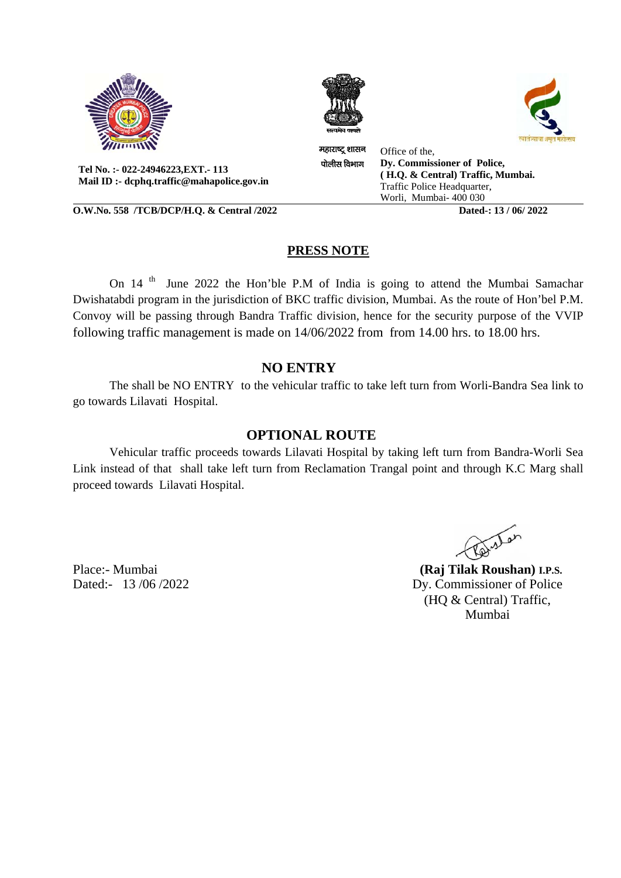**Tel No. :- 022-24946223,EXT.- 113**
**Mail ID :- dcphq.traffic@mahapolice.gov.in**

महाराष्ट्र शासन
पोलीस विभाग

Office of the,
**Dy. Commissioner of Police,**
**( H.Q. & Central) Traffic, Mumbai.**
Traffic Police Headquarter,
Worli, Mumbai- 400 030

**O.W.No. 558 /TCB/DCP/H.Q. & Central /2022** **Dated-: 13 / 06/ 2022**

## PRESS NOTE

On 14 th June 2022 the Hon'ble P.M of India is going to attend the Mumbai Samachar Dwishatabdi program in the jurisdiction of BKC traffic division, Mumbai. As the route of Hon'bel P.M. Convoy will be passing through Bandra Traffic division, hence for the security purpose of the VVIP following traffic management is made on 14/06/2022 from from 14.00 hrs. to 18.00 hrs.

## NO ENTRY

The shall be NO ENTRY to the vehicular traffic to take left turn from Worli-Bandra Sea link to go towards Lilavati Hospital.

## OPTIONAL ROUTE

Vehicular traffic proceeds towards Lilavati Hospital by taking left turn from Bandra-Worli Sea Link instead of that shall take left turn from Reclamation Trangal point and through K.C Marg shall proceed towards Lilavati Hospital.

Place:- Mumbai
Dated:- 13 /06 /2022

**(Raj Tilak Roushan) I.P.S.**
Dy. Commissioner of Police
(HQ & Central) Traffic,
Mumbai